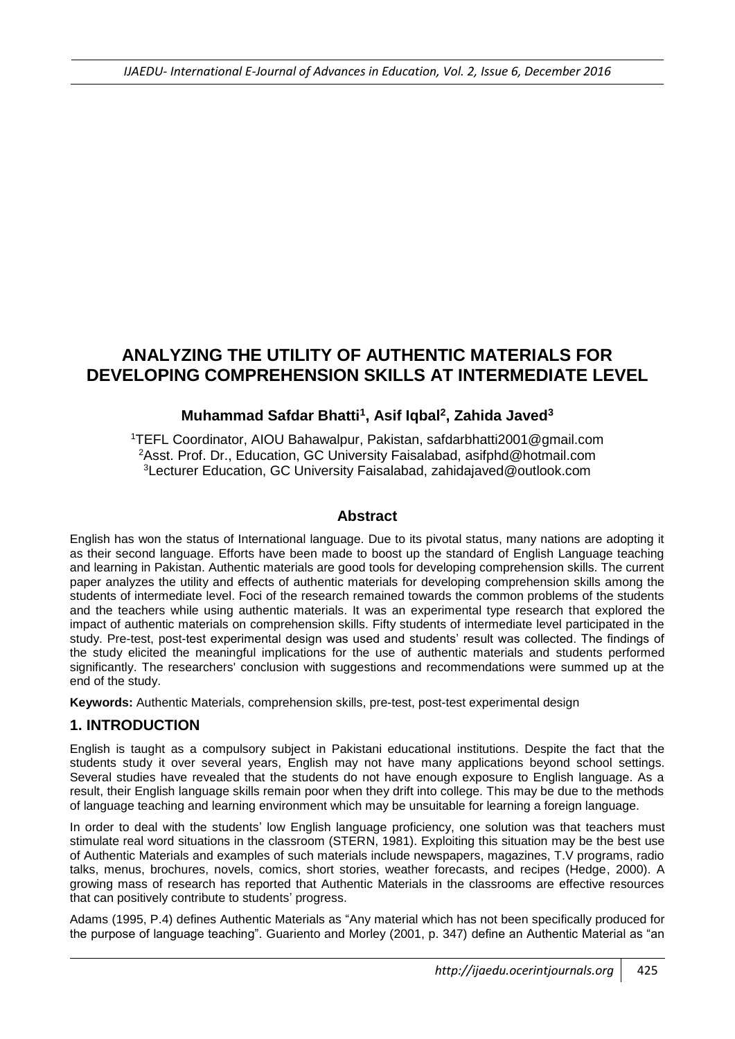# ANALYZING THE UTILITY OF AUTHENTIC MATERIALS FOR DEVELOPING COMPREHENSION SKILLS AT INTERMEDIATE LEVEL

**Muhammad Safdar Bhatti[1], Asif Iqbal[2], Zahida Javed[3]**

[1]TEFL Coordinator, AIOU Bahawalpur, Pakistan, safdarbhatti2001@gmail.com
[2]Asst. Prof. Dr., Education, GC University Faisalabad, asifphd@hotmail.com
[3]Lecturer Education, GC University Faisalabad, zahidajaved@outlook.com

## Abstract

English has won the status of International language. Due to its pivotal status, many nations are adopting it as their second language. Efforts have been made to boost up the standard of English Language teaching and learning in Pakistan. Authentic materials are good tools for developing comprehension skills. The current paper analyzes the utility and effects of authentic materials for developing comprehension skills among the students of intermediate level. Foci of the research remained towards the common problems of the students and the teachers while using authentic materials. It was an experimental type research that explored the impact of authentic materials on comprehension skills. Fifty students of intermediate level participated in the study. Pre-test, post-test experimental design was used and students' result was collected. The findings of the study elicited the meaningful implications for the use of authentic materials and students performed significantly. The researchers' conclusion with suggestions and recommendations were summed up at the end of the study.

**Keywords:** Authentic Materials, comprehension skills, pre-test, post-test experimental design

## 1. INTRODUCTION

English is taught as a compulsory subject in Pakistani educational institutions. Despite the fact that the students study it over several years, English may not have many applications beyond school settings. Several studies have revealed that the students do not have enough exposure to English language. As a result, their English language skills remain poor when they drift into college. This may be due to the methods of language teaching and learning environment which may be unsuitable for learning a foreign language.

In order to deal with the students' low English language proficiency, one solution was that teachers must stimulate real word situations in the classroom (STERN, 1981). Exploiting this situation may be the best use of Authentic Materials and examples of such materials include newspapers, magazines, T.V programs, radio talks, menus, brochures, novels, comics, short stories, weather forecasts, and recipes (Hedge, 2000). A growing mass of research has reported that Authentic Materials in the classrooms are effective resources that can positively contribute to students' progress.

Adams (1995, P.4) defines Authentic Materials as "Any material which has not been specifically produced for the purpose of language teaching". Guariento and Morley (2001, p. 347) define an Authentic Material as "an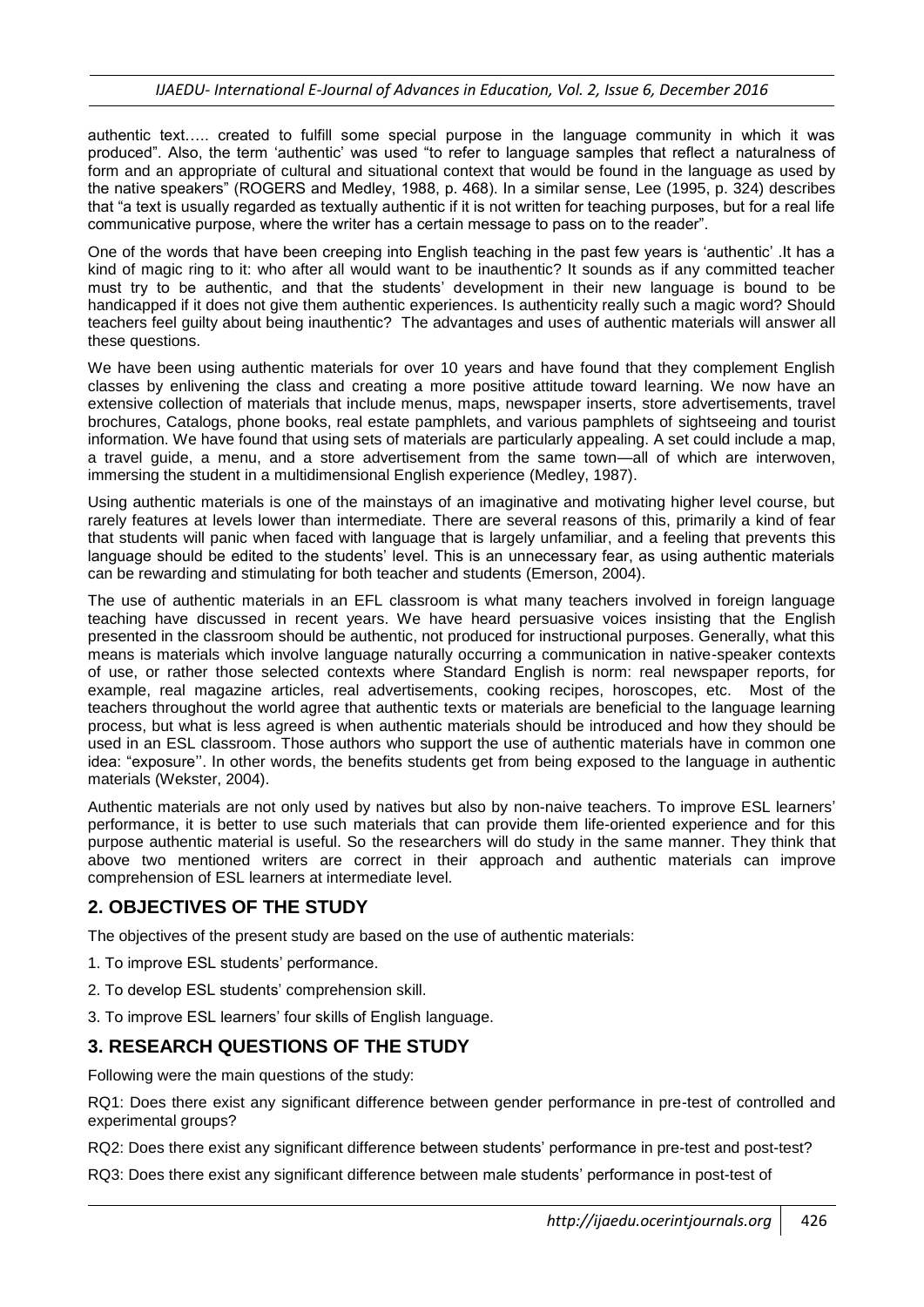authentic text….. created to fulfill some special purpose in the language community in which it was produced". Also, the term 'authentic' was used "to refer to language samples that reflect a naturalness of form and an appropriate of cultural and situational context that would be found in the language as used by the native speakers" (ROGERS and Medley, 1988, p. 468). In a similar sense, Lee (1995, p. 324) describes that "a text is usually regarded as textually authentic if it is not written for teaching purposes, but for a real life communicative purpose, where the writer has a certain message to pass on to the reader".

One of the words that have been creeping into English teaching in the past few years is 'authentic' .It has a kind of magic ring to it: who after all would want to be inauthentic? It sounds as if any committed teacher must try to be authentic, and that the students' development in their new language is bound to be handicapped if it does not give them authentic experiences. Is authenticity really such a magic word? Should teachers feel guilty about being inauthentic? The advantages and uses of authentic materials will answer all these questions.

We have been using authentic materials for over 10 years and have found that they complement English classes by enlivening the class and creating a more positive attitude toward learning. We now have an extensive collection of materials that include menus, maps, newspaper inserts, store advertisements, travel brochures, Catalogs, phone books, real estate pamphlets, and various pamphlets of sightseeing and tourist information. We have found that using sets of materials are particularly appealing. A set could include a map, a travel guide, a menu, and a store advertisement from the same town—all of which are interwoven, immersing the student in a multidimensional English experience (Medley, 1987).

Using authentic materials is one of the mainstays of an imaginative and motivating higher level course, but rarely features at levels lower than intermediate. There are several reasons of this, primarily a kind of fear that students will panic when faced with language that is largely unfamiliar, and a feeling that prevents this language should be edited to the students' level. This is an unnecessary fear, as using authentic materials can be rewarding and stimulating for both teacher and students (Emerson, 2004).

The use of authentic materials in an EFL classroom is what many teachers involved in foreign language teaching have discussed in recent years. We have heard persuasive voices insisting that the English presented in the classroom should be authentic, not produced for instructional purposes. Generally, what this means is materials which involve language naturally occurring a communication in native-speaker contexts of use, or rather those selected contexts where Standard English is norm: real newspaper reports, for example, real magazine articles, real advertisements, cooking recipes, horoscopes, etc. Most of the teachers throughout the world agree that authentic texts or materials are beneficial to the language learning process, but what is less agreed is when authentic materials should be introduced and how they should be used in an ESL classroom. Those authors who support the use of authentic materials have in common one idea: "exposure''. In other words, the benefits students get from being exposed to the language in authentic materials (Wekster, 2004).

Authentic materials are not only used by natives but also by non-naive teachers. To improve ESL learners' performance, it is better to use such materials that can provide them life-oriented experience and for this purpose authentic material is useful. So the researchers will do study in the same manner. They think that above two mentioned writers are correct in their approach and authentic materials can improve comprehension of ESL learners at intermediate level.

## 2. OBJECTIVES OF THE STUDY

The objectives of the present study are based on the use of authentic materials:

1. To improve ESL students' performance.
2. To develop ESL students' comprehension skill.
3. To improve ESL learners' four skills of English language.

## 3. RESEARCH QUESTIONS OF THE STUDY

Following were the main questions of the study:

RQ1: Does there exist any significant difference between gender performance in pre-test of controlled and experimental groups?

RQ2: Does there exist any significant difference between students' performance in pre-test and post-test?

RQ3: Does there exist any significant difference between male students' performance in post-test of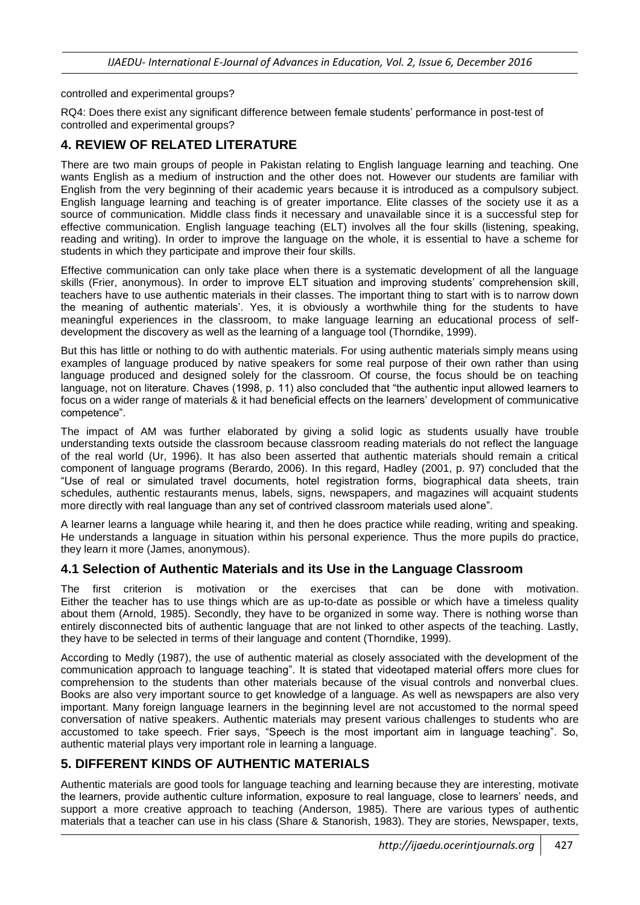controlled and experimental groups?

RQ4: Does there exist any significant difference between female students' performance in post-test of controlled and experimental groups?

## 4. REVIEW OF RELATED LITERATURE

There are two main groups of people in Pakistan relating to English language learning and teaching. One wants English as a medium of instruction and the other does not. However our students are familiar with English from the very beginning of their academic years because it is introduced as a compulsory subject. English language learning and teaching is of greater importance. Elite classes of the society use it as a source of communication. Middle class finds it necessary and unavailable since it is a successful step for effective communication. English language teaching (ELT) involves all the four skills (listening, speaking, reading and writing). In order to improve the language on the whole, it is essential to have a scheme for students in which they participate and improve their four skills.

Effective communication can only take place when there is a systematic development of all the language skills (Frier, anonymous). In order to improve ELT situation and improving students' comprehension skill, teachers have to use authentic materials in their classes. The important thing to start with is to narrow down the meaning of authentic materials'. Yes, it is obviously a worthwhile thing for the students to have meaningful experiences in the classroom, to make language learning an educational process of self-development the discovery as well as the learning of a language tool (Thorndike, 1999).

But this has little or nothing to do with authentic materials. For using authentic materials simply means using examples of language produced by native speakers for some real purpose of their own rather than using language produced and designed solely for the classroom. Of course, the focus should be on teaching language, not on literature. Chaves (1998, p. 11) also concluded that "the authentic input allowed learners to focus on a wider range of materials & it had beneficial effects on the learners' development of communicative competence".

The impact of AM was further elaborated by giving a solid logic as students usually have trouble understanding texts outside the classroom because classroom reading materials do not reflect the language of the real world (Ur, 1996). It has also been asserted that authentic materials should remain a critical component of language programs (Berardo, 2006). In this regard, Hadley (2001, p. 97) concluded that the "Use of real or simulated travel documents, hotel registration forms, biographical data sheets, train schedules, authentic restaurants menus, labels, signs, newspapers, and magazines will acquaint students more directly with real language than any set of contrived classroom materials used alone".

A learner learns a language while hearing it, and then he does practice while reading, writing and speaking. He understands a language in situation within his personal experience. Thus the more pupils do practice, they learn it more (James, anonymous).

### 4.1 Selection of Authentic Materials and its Use in the Language Classroom

The first criterion is motivation or the exercises that can be done with motivation. Either the teacher has to use things which are as up-to-date as possible or which have a timeless quality about them (Arnold, 1985). Secondly, they have to be organized in some way. There is nothing worse than entirely disconnected bits of authentic language that are not linked to other aspects of the teaching. Lastly, they have to be selected in terms of their language and content (Thorndike, 1999).

According to Medly (1987), the use of authentic material as closely associated with the development of the communication approach to language teaching". It is stated that videotaped material offers more clues for comprehension to the students than other materials because of the visual controls and nonverbal clues. Books are also very important source to get knowledge of a language. As well as newspapers are also very important. Many foreign language learners in the beginning level are not accustomed to the normal speed conversation of native speakers. Authentic materials may present various challenges to students who are accustomed to take speech. Frier says, "Speech is the most important aim in language teaching". So, authentic material plays very important role in learning a language.

## 5. DIFFERENT KINDS OF AUTHENTIC MATERIALS

Authentic materials are good tools for language teaching and learning because they are interesting, motivate the learners, provide authentic culture information, exposure to real language, close to learners' needs, and support a more creative approach to teaching (Anderson, 1985). There are various types of authentic materials that a teacher can use in his class (Share & Stanorish, 1983). They are stories, Newspaper, texts,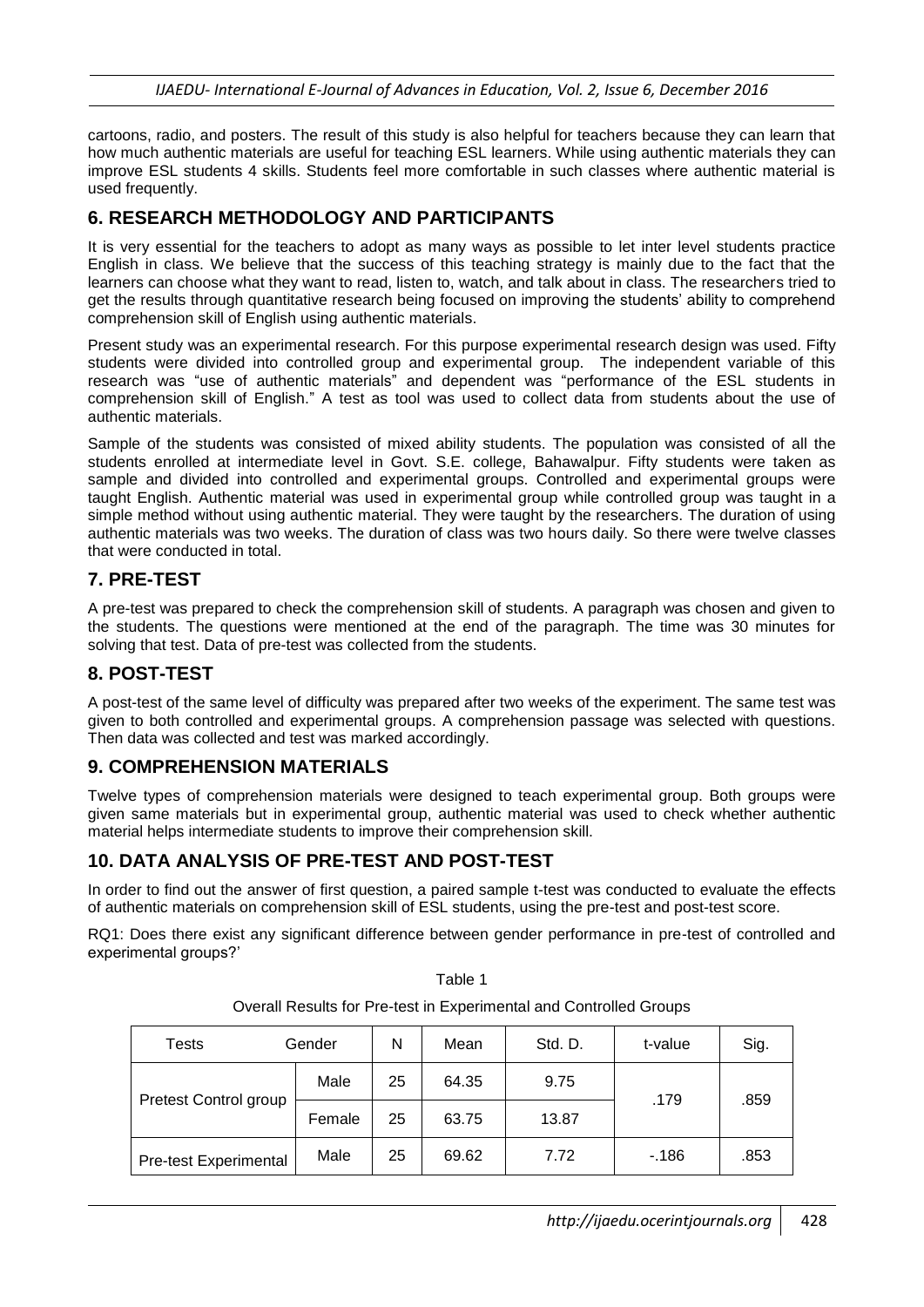cartoons, radio, and posters. The result of this study is also helpful for teachers because they can learn that how much authentic materials are useful for teaching ESL learners. While using authentic materials they can improve ESL students 4 skills. Students feel more comfortable in such classes where authentic material is used frequently.

## 6. RESEARCH METHODOLOGY AND PARTICIPANTS

It is very essential for the teachers to adopt as many ways as possible to let inter level students practice English in class. We believe that the success of this teaching strategy is mainly due to the fact that the learners can choose what they want to read, listen to, watch, and talk about in class. The researchers tried to get the results through quantitative research being focused on improving the students' ability to comprehend comprehension skill of English using authentic materials.

Present study was an experimental research. For this purpose experimental research design was used. Fifty students were divided into controlled group and experimental group. The independent variable of this research was "use of authentic materials" and dependent was "performance of the ESL students in comprehension skill of English." A test as tool was used to collect data from students about the use of authentic materials.

Sample of the students was consisted of mixed ability students. The population was consisted of all the students enrolled at intermediate level in Govt. S.E. college, Bahawalpur. Fifty students were taken as sample and divided into controlled and experimental groups. Controlled and experimental groups were taught English. Authentic material was used in experimental group while controlled group was taught in a simple method without using authentic material. They were taught by the researchers. The duration of using authentic materials was two weeks. The duration of class was two hours daily. So there were twelve classes that were conducted in total.

## 7. PRE-TEST

A pre-test was prepared to check the comprehension skill of students. A paragraph was chosen and given to the students. The questions were mentioned at the end of the paragraph. The time was 30 minutes for solving that test. Data of pre-test was collected from the students.

## 8. POST-TEST

A post-test of the same level of difficulty was prepared after two weeks of the experiment. The same test was given to both controlled and experimental groups. A comprehension passage was selected with questions. Then data was collected and test was marked accordingly.

## 9. COMPREHENSION MATERIALS

Twelve types of comprehension materials were designed to teach experimental group. Both groups were given same materials but in experimental group, authentic material was used to check whether authentic material helps intermediate students to improve their comprehension skill.

## 10. DATA ANALYSIS OF PRE-TEST AND POST-TEST

In order to find out the answer of first question, a paired sample t-test was conducted to evaluate the effects of authentic materials on comprehension skill of ESL students, using the pre-test and post-test score.

RQ1: Does there exist any significant difference between gender performance in pre-test of controlled and experimental groups?'

Table 1

Overall Results for Pre-test in Experimental and Controlled Groups

| Tests | Gender | N | Mean | Std. D. | t-value | Sig. |
|---|---|---|---|---|---|---|
| Pretest Control group | Male | 25 | 64.35 | 9.75 | .179 | .859 |
| | Female | 25 | 63.75 | 13.87 | | |
| Pre-test Experimental | Male | 25 | 69.62 | 7.72 | -.186 | .853 |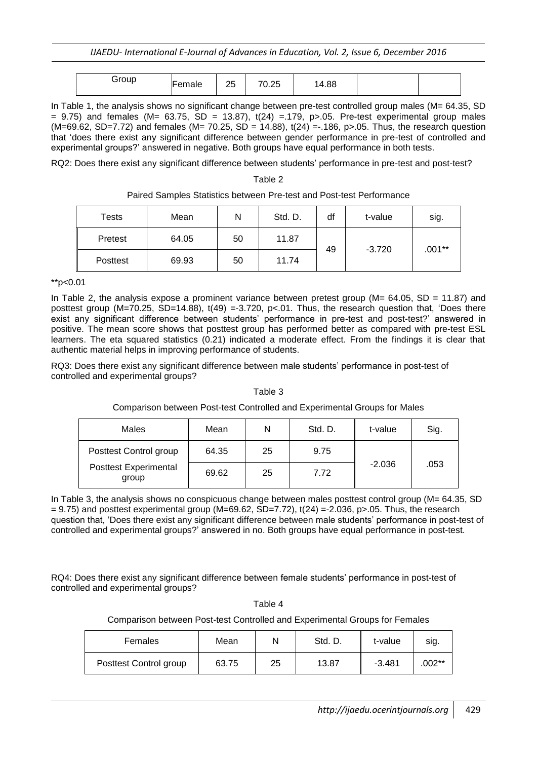| | | | | | | |
|---|---|---|---|---|---|---|
| Group | Female | 25 | 70.25 | 14.88 | | |

In Table 1, the analysis shows no significant change between pre-test controlled group males (M= 64.35, SD = 9.75) and females (M= 63.75, SD = 13.87), t(24) =.179, p>.05. Pre-test experimental group males (M=69.62, SD=7.72) and females (M= 70.25, SD = 14.88), t(24) =-.186, p>.05. Thus, the research question that 'does there exist any significant difference between gender performance in pre-test of controlled and experimental groups?' answered in negative. Both groups have equal performance in both tests.

RQ2: Does there exist any significant difference between students' performance in pre-test and post-test?

Table 2

Paired Samples Statistics between Pre-test and Post-test Performance

| Tests | Mean | N | Std. D. | df | t-value | sig. |
|---|---|---|---|---|---|---|
| Pretest | 64.05 | 50 | 11.87 | 49 | -3.720 | .001** |
| Posttest | 69.93 | 50 | 11.74 | | | |

**p<0.01

In Table 2, the analysis expose a prominent variance between pretest group (M= 64.05, SD = 11.87) and posttest group (M=70.25, SD=14.88), t(49) =-3.720, p<.01. Thus, the research question that, 'Does there exist any significant difference between students' performance in pre-test and post-test?' answered in positive. The mean score shows that posttest group has performed better as compared with pre-test ESL learners. The eta squared statistics (0.21) indicated a moderate effect. From the findings it is clear that authentic material helps in improving performance of students.

RQ3: Does there exist any significant difference between male students' performance in post-test of controlled and experimental groups?

Table 3

Comparison between Post-test Controlled and Experimental Groups for Males

| Males | Mean | N | Std. D. | t-value | Sig. |
|---|---|---|---|---|---|
| Posttest Control group | 64.35 | 25 | 9.75 | -2.036 | .053 |
| Posttest Experimental group | 69.62 | 25 | 7.72 | | |

In Table 3, the analysis shows no conspicuous change between males posttest control group (M= 64.35, SD = 9.75) and posttest experimental group (M=69.62, SD=7.72), t(24) =-2.036, p>.05. Thus, the research question that, 'Does there exist any significant difference between male students' performance in post-test of controlled and experimental groups?' answered in no. Both groups have equal performance in post-test.

RQ4: Does there exist any significant difference between female students' performance in post-test of controlled and experimental groups?

Table 4

Comparison between Post-test Controlled and Experimental Groups for Females

| Females | Mean | N | Std. D. | t-value | sig. |
|---|---|---|---|---|---|
| Posttest Control group | 63.75 | 25 | 13.87 | -3.481 | .002** |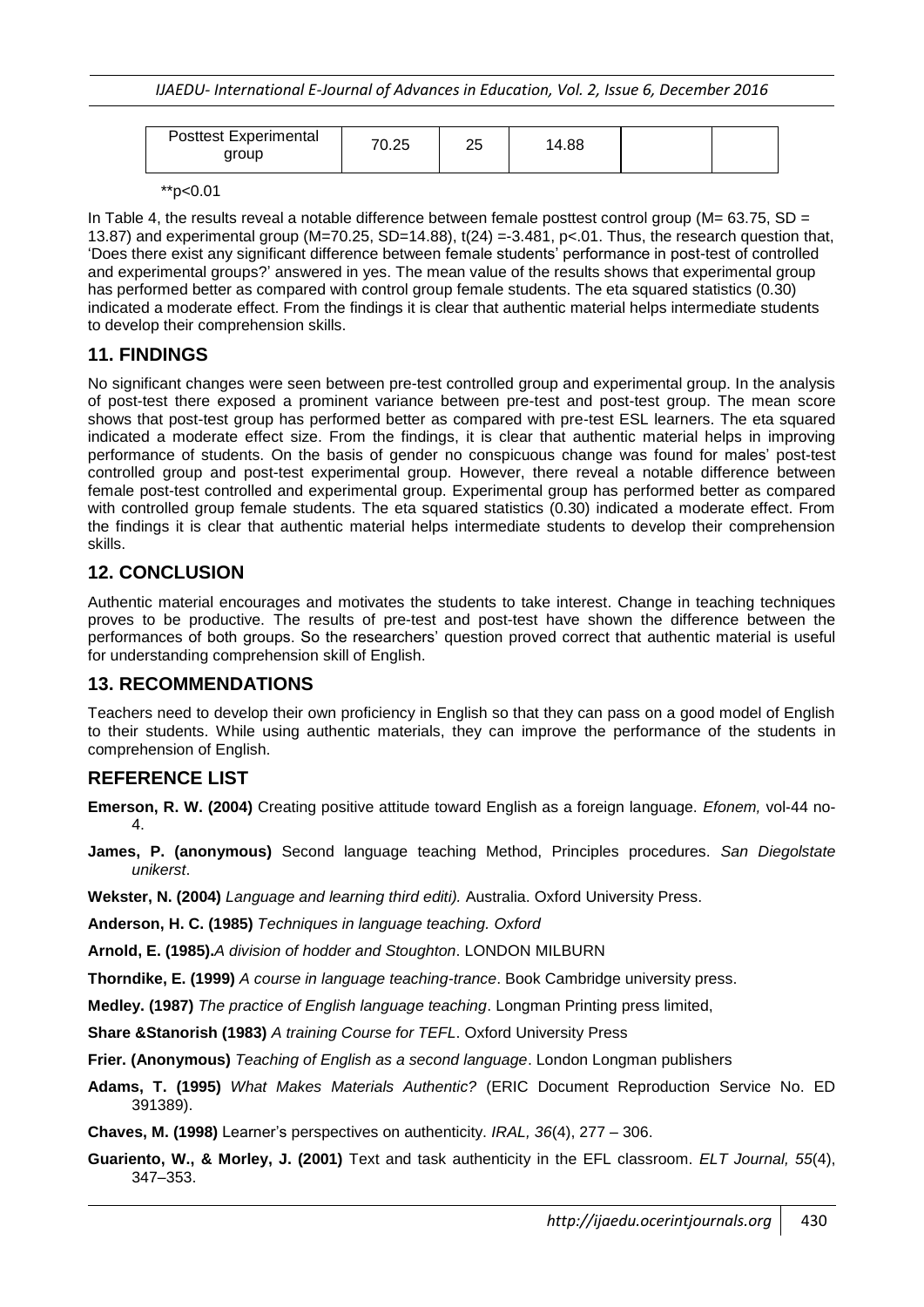| | | | | | |
|---|---|---|---|---|---|
| Posttest Experimental group | 70.25 | 25 | 14.88 | | |

**p<0.01

In Table 4, the results reveal a notable difference between female posttest control group (M= 63.75, SD = 13.87) and experimental group (M=70.25, SD=14.88), t(24) =-3.481, p<.01. Thus, the research question that, 'Does there exist any significant difference between female students' performance in post-test of controlled and experimental groups?' answered in yes. The mean value of the results shows that experimental group has performed better as compared with control group female students. The eta squared statistics (0.30) indicated a moderate effect. From the findings it is clear that authentic material helps intermediate students to develop their comprehension skills.

## 11. FINDINGS

No significant changes were seen between pre-test controlled group and experimental group. In the analysis of post-test there exposed a prominent variance between pre-test and post-test group. The mean score shows that post-test group has performed better as compared with pre-test ESL learners. The eta squared indicated a moderate effect size. From the findings, it is clear that authentic material helps in improving performance of students. On the basis of gender no conspicuous change was found for males' post-test controlled group and post-test experimental group. However, there reveal a notable difference between female post-test controlled and experimental group. Experimental group has performed better as compared with controlled group female students. The eta squared statistics (0.30) indicated a moderate effect. From the findings it is clear that authentic material helps intermediate students to develop their comprehension skills.

## 12. CONCLUSION

Authentic material encourages and motivates the students to take interest. Change in teaching techniques proves to be productive. The results of pre-test and post-test have shown the difference between the performances of both groups. So the researchers' question proved correct that authentic material is useful for understanding comprehension skill of English.

## 13. RECOMMENDATIONS

Teachers need to develop their own proficiency in English so that they can pass on a good model of English to their students. While using authentic materials, they can improve the performance of the students in comprehension of English.

## REFERENCE LIST

**Emerson, R. W. (2004)** Creating positive attitude toward English as a foreign language. *Efonem,* vol-44 no-4.

**James, P. (anonymous)** Second language teaching Method, Principles procedures. *San Diegolstate unikerst*.

**Wekster, N. (2004)** *Language and learning third editi).* Australia. Oxford University Press.

**Anderson, H. C. (1985)** *Techniques in language teaching. Oxford*

**Arnold, E. (1985).***A division of hodder and Stoughton*. LONDON MILBURN

**Thorndike, E. (1999)** *A course in language teaching-trance*. Book Cambridge university press.

**Medley. (1987)** *The practice of English language teaching*. Longman Printing press limited,

**Share &Stanorish (1983)** *A training Course for TEFL*. Oxford University Press

**Frier. (Anonymous)** *Teaching of English as a second language*. London Longman publishers

**Adams, T. (1995)** *What Makes Materials Authentic?* (ERIC Document Reproduction Service No. ED 391389).

**Chaves, M. (1998)** Learner's perspectives on authenticity. *IRAL, 36*(4), 277 – 306.

**Guariento, W., & Morley, J. (2001)** Text and task authenticity in the EFL classroom. *ELT Journal, 55*(4), 347–353.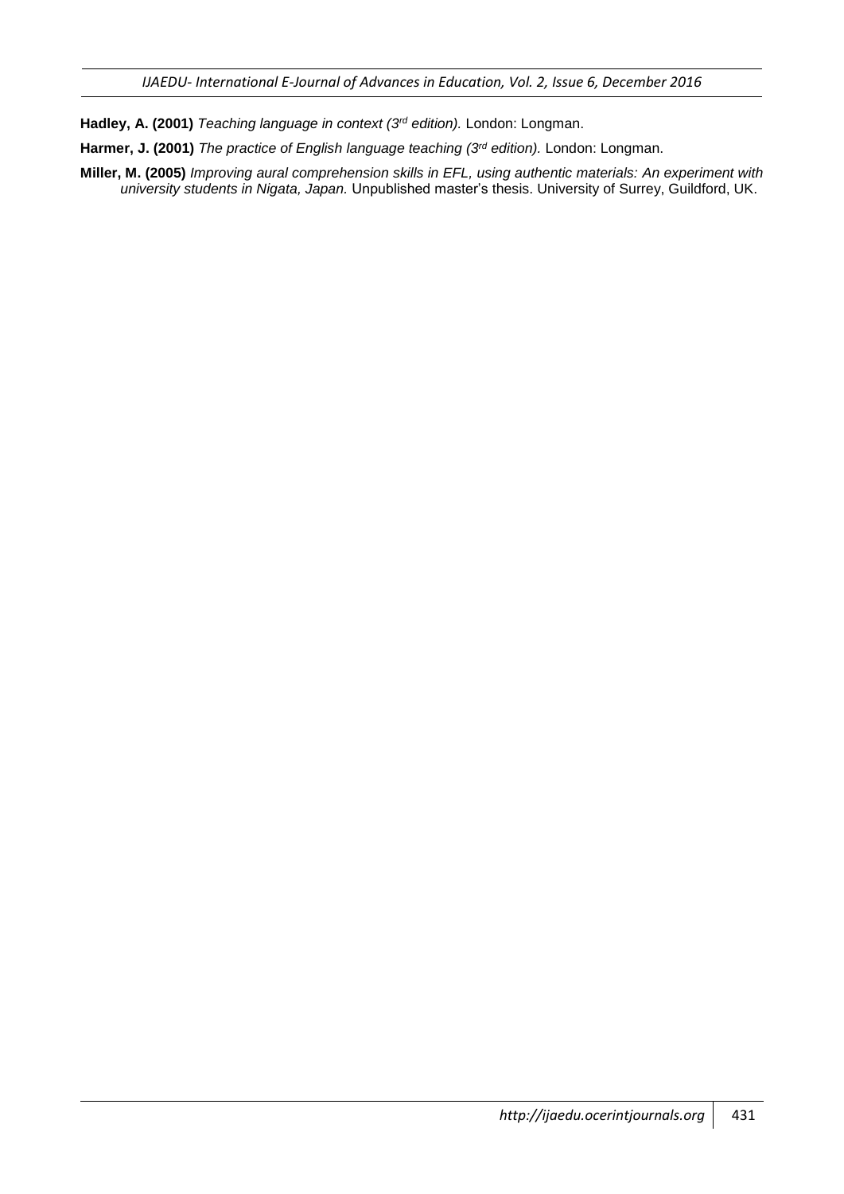**Hadley, A. (2001)** *Teaching language in context (3rd edition).* London: Longman.

**Harmer, J. (2001)** *The practice of English language teaching (3rd edition).* London: Longman.

**Miller, M. (2005)** *Improving aural comprehension skills in EFL, using authentic materials: An experiment with university students in Nigata, Japan.* Unpublished master's thesis. University of Surrey, Guildford, UK.